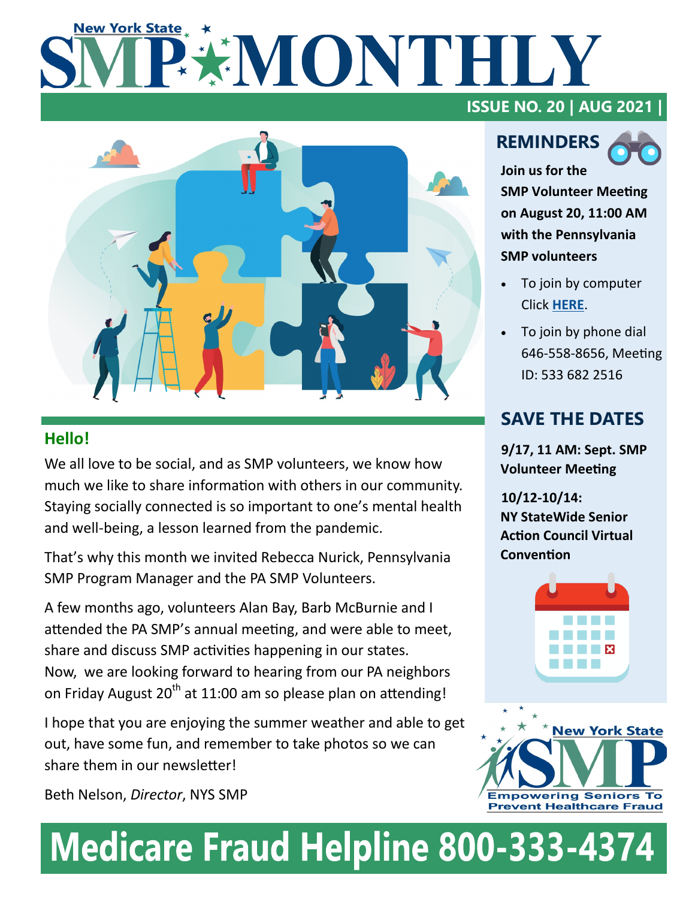# New York State SMP MONTHLY

**ISSUE NO. 20 | AUG 2021 |**

## Hello!

We all love to be social, and as SMP volunteers, we know how much we like to share information with others in our community. Staying socially connected is so important to one's mental health and well-being, a lesson learned from the pandemic.

That's why this month we invited Rebecca Nurick, Pennsylvania SMP Program Manager and the PA SMP Volunteers.

A few months ago, volunteers Alan Bay, Barb McBurnie and I attended the PA SMP's annual meeting, and were able to meet, share and discuss SMP activities happening in our states. Now, we are looking forward to hearing from our PA neighbors on Friday August 20th at 11:00 am so please plan on attending!

I hope that you are enjoying the summer weather and able to get out, have some fun, and remember to take photos so we can share them in our newsletter!

Beth Nelson, *Director*, NYS SMP

## REMINDERS

**Join us for the SMP Volunteer Meeting on August 20, 11:00 AM with the Pennsylvania SMP volunteers**

- To join by computer Click **HERE**.
- To join by phone dial 646-558-8656, Meeting ID: 533 682 2516

## SAVE THE DATES

**9/17, 11 AM: Sept. SMP Volunteer Meeting**

**10/12-10/14: NY StateWide Senior Action Council Virtual Convention**

New York State SMP — Empowering Seniors To Prevent Healthcare Fraud

# Medicare Fraud Helpline 800-333-4374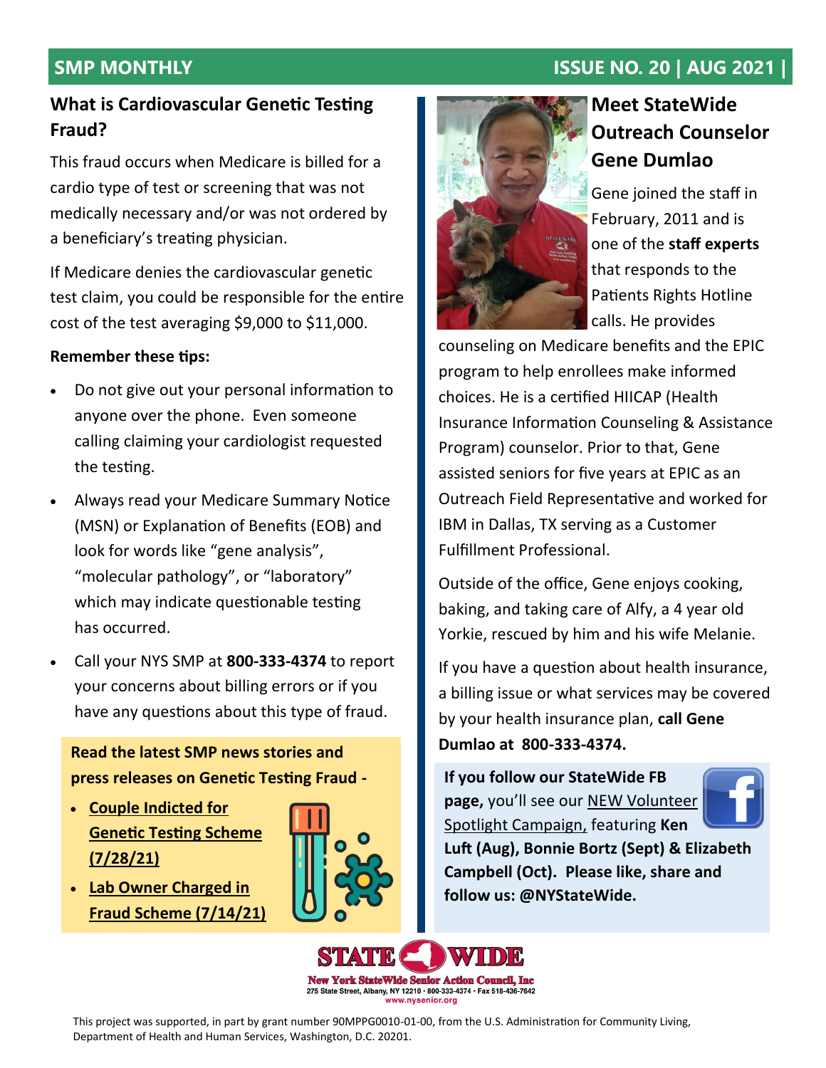## What is Cardiovascular Genetic Testing Fraud?

This fraud occurs when Medicare is billed for a cardio type of test or screening that was not medically necessary and/or was not ordered by a beneficiary's treating physician.

If Medicare denies the cardiovascular genetic test claim, you could be responsible for the entire cost of the test averaging $9,000 to $11,000.

**Remember these tips:**

- Do not give out your personal information to anyone over the phone. Even someone calling claiming your cardiologist requested the testing.
- Always read your Medicare Summary Notice (MSN) or Explanation of Benefits (EOB) and look for words like "gene analysis", "molecular pathology", or "laboratory" which may indicate questionable testing has occurred.
- Call your NYS SMP at **800-333-4374** to report your concerns about billing errors or if you have any questions about this type of fraud.

**Read the latest SMP news stories and press releases on Genetic Testing Fraud -**

- **Couple Indicted for Genetic Testing Scheme (7/28/21)**
- **Lab Owner Charged in Fraud Scheme (7/14/21)**

## Meet StateWide Outreach Counselor Gene Dumlao

Gene joined the staff in February, 2011 and is one of the **staff experts** that responds to the Patients Rights Hotline calls. He provides counseling on Medicare benefits and the EPIC program to help enrollees make informed choices. He is a certified HIICAP (Health Insurance Information Counseling & Assistance Program) counselor. Prior to that, Gene assisted seniors for five years at EPIC as an Outreach Field Representative and worked for IBM in Dallas, TX serving as a Customer Fulfillment Professional.

Outside of the office, Gene enjoys cooking, baking, and taking care of Alfy, a 4 year old Yorkie, rescued by him and his wife Melanie.

If you have a question about health insurance, a billing issue or what services may be covered by your health insurance plan, **call Gene Dumlao at 800-333-4374.**

**If you follow our StateWide FB page,** you'll see our NEW Volunteer Spotlight Campaign, featuring **Ken Luft (Aug), Bonnie Bortz (Sept) & Elizabeth Campbell (Oct). Please like, share and follow us: @NYStateWide.**

STATE WIDE
New York StateWide Senior Action Council, Inc
275 State Street, Albany, NY 12210 • 800-333-4374 • Fax 518-436-7642
www.nysenior.org

This project was supported, in part by grant number 90MPPG0010-01-00, from the U.S. Administration for Community Living, Department of Health and Human Services, Washington, D.C. 20201.